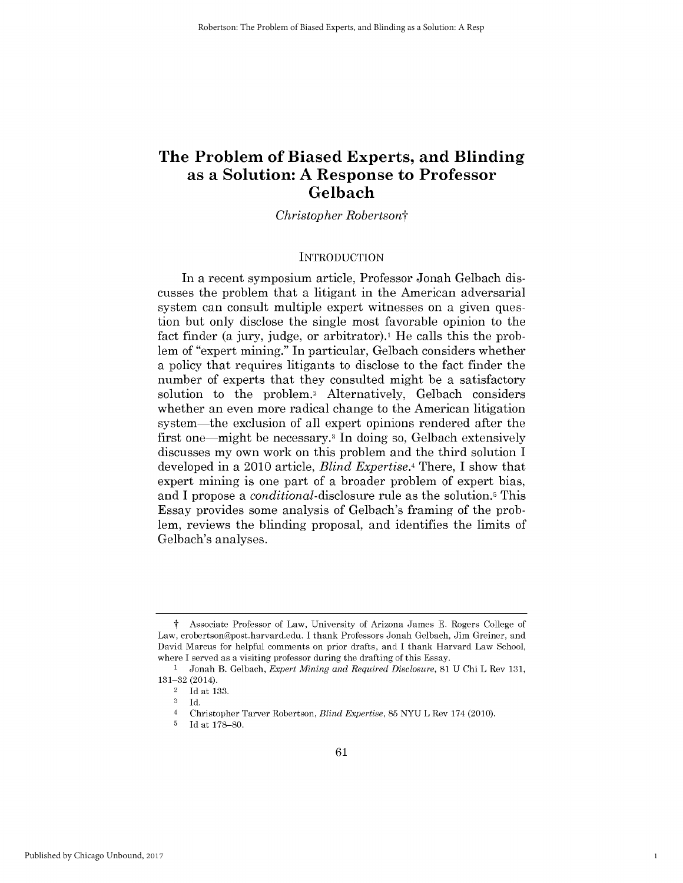# The Problem of Biased Experts, and Blinding as a Solution: A Response to Professor Gelbach

*Christopher Robertson*†

## INTRODUCTION

In a recent symposium article, Professor Jonah Gelbach discusses the problem that a litigant in the American adversarial system can consult multiple expert witnesses on a given question but only disclose the single most favorable opinion to the fact finder (a jury, judge, or arbitrator).[1] He calls this the problem of "expert mining." In particular, Gelbach considers whether a policy that requires litigants to disclose to the fact finder the number of experts that they consulted might be a satisfactory solution to the problem.[2] Alternatively, Gelbach considers whether an even more radical change to the American litigation system—the exclusion of all expert opinions rendered after the first one—might be necessary.[3] In doing so, Gelbach extensively discusses my own work on this problem and the third solution I developed in a 2010 article, *Blind Expertise*.[4] There, I show that expert mining is one part of a broader problem of expert bias, and I propose a *conditional*-disclosure rule as the solution.[5] This Essay provides some analysis of Gelbach's framing of the problem, reviews the blinding proposal, and identifies the limits of Gelbach's analyses.

---

† Associate Professor of Law, University of Arizona James E. Rogers College of Law, crobertson@post.harvard.edu. I thank Professors Jonah Gelbach, Jim Greiner, and David Marcus for helpful comments on prior drafts, and I thank Harvard Law School, where I served as a visiting professor during the drafting of this Essay.

1 Jonah B. Gelbach, *Expert Mining and Required Disclosure*, 81 U Chi L Rev 131, 131–32 (2014).

2 Id at 133.

3 Id.

4 Christopher Tarver Robertson, *Blind Expertise*, 85 NYU L Rev 174 (2010).

5 Id at 178–80.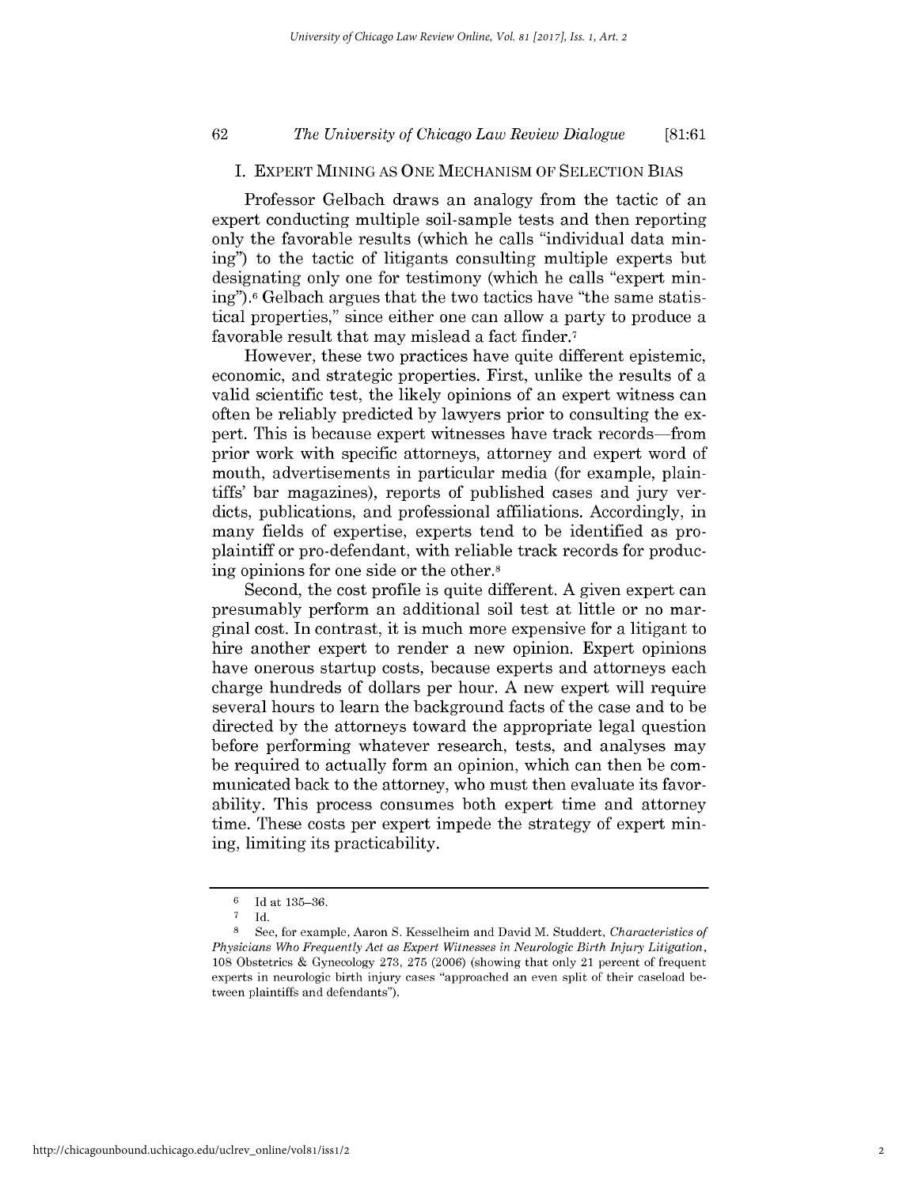## I. Expert Mining as One Mechanism of Selection Bias

Professor Gelbach draws an analogy from the tactic of an expert conducting multiple soil-sample tests and then reporting only the favorable results (which he calls "individual data mining") to the tactic of litigants consulting multiple experts but designating only one for testimony (which he calls "expert mining").[6] Gelbach argues that the two tactics have "the same statistical properties," since either one can allow a party to produce a favorable result that may mislead a fact finder.[7]

However, these two practices have quite different epistemic, economic, and strategic properties. First, unlike the results of a valid scientific test, the likely opinions of an expert witness can often be reliably predicted by lawyers prior to consulting the expert. This is because expert witnesses have track records—from prior work with specific attorneys, attorney and expert word of mouth, advertisements in particular media (for example, plaintiffs' bar magazines), reports of published cases and jury verdicts, publications, and professional affiliations. Accordingly, in many fields of expertise, experts tend to be identified as pro-plaintiff or pro-defendant, with reliable track records for producing opinions for one side or the other.[8]

Second, the cost profile is quite different. A given expert can presumably perform an additional soil test at little or no marginal cost. In contrast, it is much more expensive for a litigant to hire another expert to render a new opinion. Expert opinions have onerous startup costs, because experts and attorneys each charge hundreds of dollars per hour. A new expert will require several hours to learn the background facts of the case and to be directed by the attorneys toward the appropriate legal question before performing whatever research, tests, and analyses may be required to actually form an opinion, which can then be communicated back to the attorney, who must then evaluate its favorability. This process consumes both expert time and attorney time. These costs per expert impede the strategy of expert mining, limiting its practicability.

---

[6] Id at 135–36.

[7] Id.

[8] See, for example, Aaron S. Kesselheim and David M. Studdert, *Characteristics of Physicians Who Frequently Act as Expert Witnesses in Neurologic Birth Injury Litigation*, 108 Obstetrics & Gynecology 273, 275 (2006) (showing that only 21 percent of frequent experts in neurologic birth injury cases "approached an even split of their caseload between plaintiffs and defendants").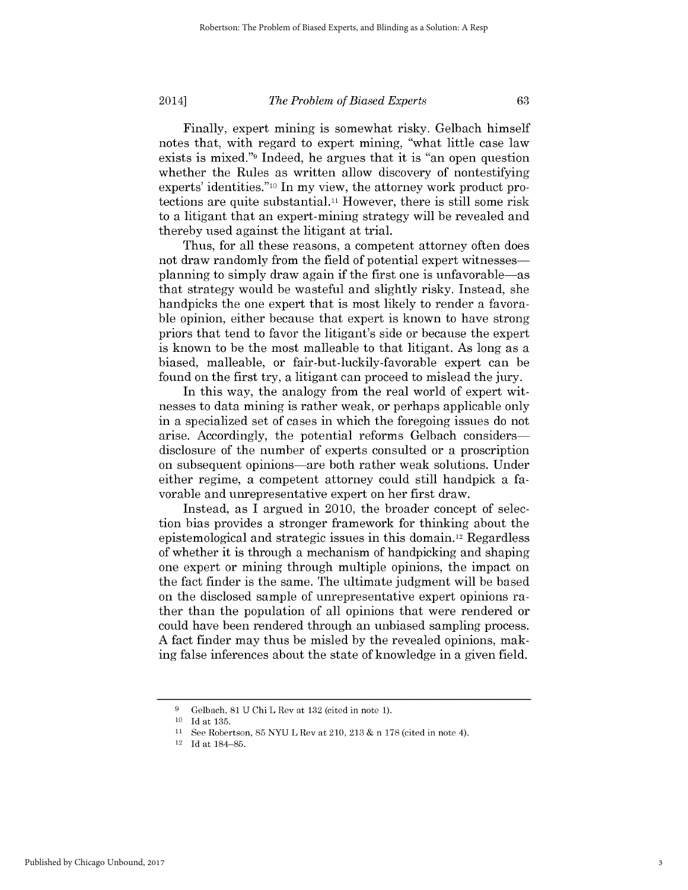Finally, expert mining is somewhat risky. Gelbach himself notes that, with regard to expert mining, "what little case law exists is mixed."[9] Indeed, he argues that it is "an open question whether the Rules as written allow discovery of nontestifying experts' identities."[10] In my view, the attorney work product protections are quite substantial.[11] However, there is still some risk to a litigant that an expert-mining strategy will be revealed and thereby used against the litigant at trial.

Thus, for all these reasons, a competent attorney often does not draw randomly from the field of potential expert witnesses—planning to simply draw again if the first one is unfavorable—as that strategy would be wasteful and slightly risky. Instead, she handpicks the one expert that is most likely to render a favorable opinion, either because that expert is known to have strong priors that tend to favor the litigant's side or because the expert is known to be the most malleable to that litigant. As long as a biased, malleable, or fair-but-luckily-favorable expert can be found on the first try, a litigant can proceed to mislead the jury.

In this way, the analogy from the real world of expert witnesses to data mining is rather weak, or perhaps applicable only in a specialized set of cases in which the foregoing issues do not arise. Accordingly, the potential reforms Gelbach considers—disclosure of the number of experts consulted or a proscription on subsequent opinions—are both rather weak solutions. Under either regime, a competent attorney could still handpick a favorable and unrepresentative expert on her first draw.

Instead, as I argued in 2010, the broader concept of selection bias provides a stronger framework for thinking about the epistemological and strategic issues in this domain.[12] Regardless of whether it is through a mechanism of handpicking and shaping one expert or mining through multiple opinions, the impact on the fact finder is the same. The ultimate judgment will be based on the disclosed sample of unrepresentative expert opinions rather than the population of all opinions that were rendered or could have been rendered through an unbiased sampling process. A fact finder may thus be misled by the revealed opinions, making false inferences about the state of knowledge in a given field.

---

[9] Gelbach, 81 U Chi L Rev at 132 (cited in note 1).

[10] Id at 135.

[11] See Robertson, 85 NYU L Rev at 210, 213 & n 178 (cited in note 4).

[12] Id at 184–85.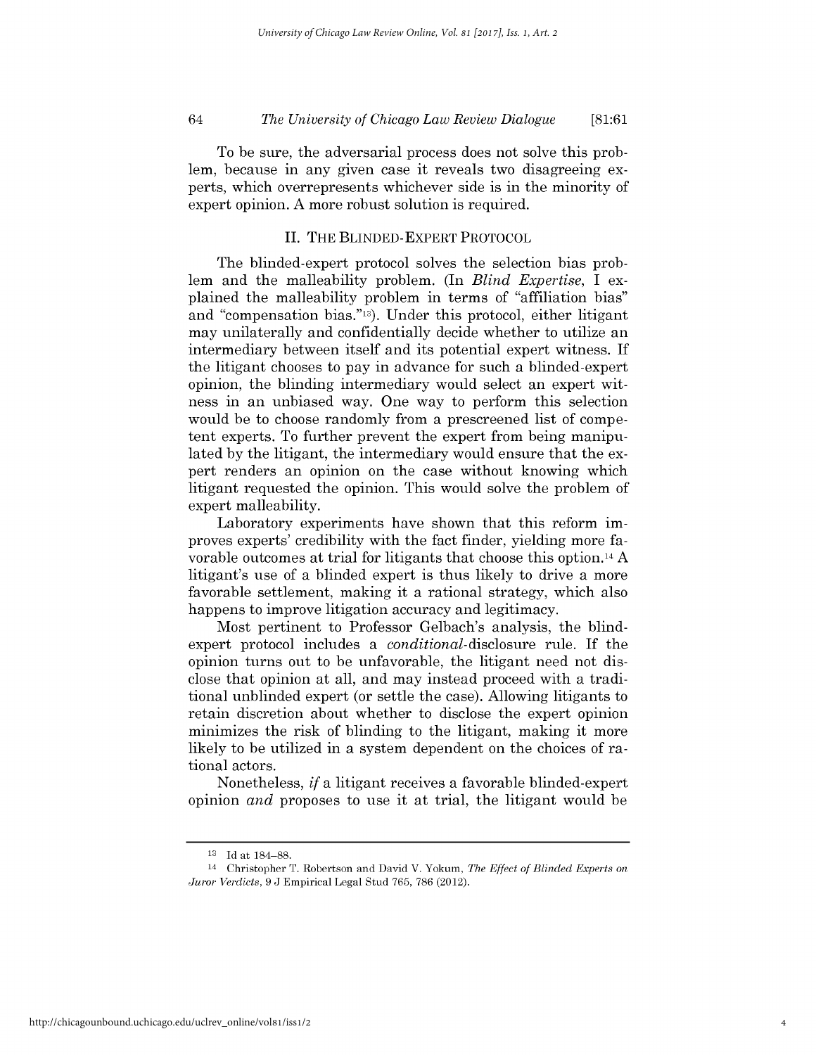To be sure, the adversarial process does not solve this problem, because in any given case it reveals two disagreeing experts, which overrepresents whichever side is in the minority of expert opinion. A more robust solution is required.

## II. THE BLINDED-EXPERT PROTOCOL

The blinded-expert protocol solves the selection bias problem and the malleability problem. (In *Blind Expertise*, I explained the malleability problem in terms of "affiliation bias" and "compensation bias."[13]). Under this protocol, either litigant may unilaterally and confidentially decide whether to utilize an intermediary between itself and its potential expert witness. If the litigant chooses to pay in advance for such a blinded-expert opinion, the blinding intermediary would select an expert witness in an unbiased way. One way to perform this selection would be to choose randomly from a prescreened list of competent experts. To further prevent the expert from being manipulated by the litigant, the intermediary would ensure that the expert renders an opinion on the case without knowing which litigant requested the opinion. This would solve the problem of expert malleability.

Laboratory experiments have shown that this reform improves experts' credibility with the fact finder, yielding more favorable outcomes at trial for litigants that choose this option.[14] A litigant's use of a blinded expert is thus likely to drive a more favorable settlement, making it a rational strategy, which also happens to improve litigation accuracy and legitimacy.

Most pertinent to Professor Gelbach's analysis, the blind-expert protocol includes a *conditional*-disclosure rule. If the opinion turns out to be unfavorable, the litigant need not disclose that opinion at all, and may instead proceed with a traditional unblinded expert (or settle the case). Allowing litigants to retain discretion about whether to disclose the expert opinion minimizes the risk of blinding to the litigant, making it more likely to be utilized in a system dependent on the choices of rational actors.

Nonetheless, *if* a litigant receives a favorable blinded-expert opinion *and* proposes to use it at trial, the litigant would be

---

[13] Id at 184–88.

[14] Christopher T. Robertson and David V. Yokum, *The Effect of Blinded Experts on Juror Verdicts*, 9 J Empirical Legal Stud 765, 786 (2012).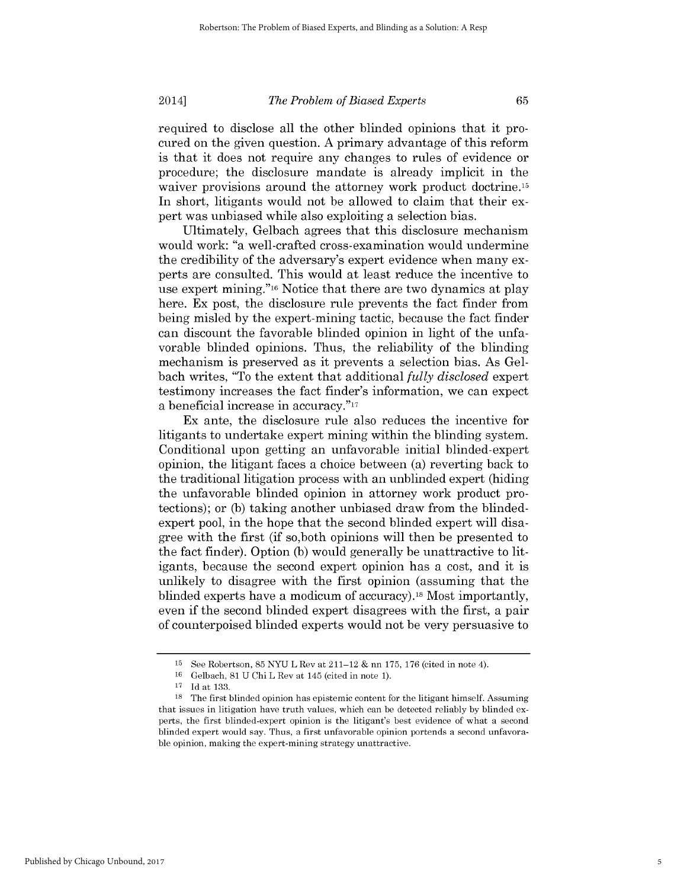required to disclose all the other blinded opinions that it procured on the given question. A primary advantage of this reform is that it does not require any changes to rules of evidence or procedure; the disclosure mandate is already implicit in the waiver provisions around the attorney work product doctrine.[15] In short, litigants would not be allowed to claim that their expert was unbiased while also exploiting a selection bias.

Ultimately, Gelbach agrees that this disclosure mechanism would work: "a well-crafted cross-examination would undermine the credibility of the adversary's expert evidence when many experts are consulted. This would at least reduce the incentive to use expert mining."[16] Notice that there are two dynamics at play here. Ex post, the disclosure rule prevents the fact finder from being misled by the expert-mining tactic, because the fact finder can discount the favorable blinded opinion in light of the unfavorable blinded opinions. Thus, the reliability of the blinding mechanism is preserved as it prevents a selection bias. As Gelbach writes, "To the extent that additional *fully disclosed* expert testimony increases the fact finder's information, we can expect a beneficial increase in accuracy."[17]

Ex ante, the disclosure rule also reduces the incentive for litigants to undertake expert mining within the blinding system. Conditional upon getting an unfavorable initial blinded-expert opinion, the litigant faces a choice between (a) reverting back to the traditional litigation process with an unblinded expert (hiding the unfavorable blinded opinion in attorney work product protections); or (b) taking another unbiased draw from the blinded-expert pool, in the hope that the second blinded expert will disagree with the first (if so,both opinions will then be presented to the fact finder). Option (b) would generally be unattractive to litigants, because the second expert opinion has a cost, and it is unlikely to disagree with the first opinion (assuming that the blinded experts have a modicum of accuracy).[18] Most importantly, even if the second blinded expert disagrees with the first, a pair of counterpoised blinded experts would not be very persuasive to

---

[15] See Robertson, 85 NYU L Rev at 211–12 & nn 175, 176 (cited in note 4).

[16] Gelbach, 81 U Chi L Rev at 145 (cited in note 1).

[17] Id at 133.

[18] The first blinded opinion has epistemic content for the litigant himself. Assuming that issues in litigation have truth values, which can be detected reliably by blinded experts, the first blinded-expert opinion is the litigant's best evidence of what a second blinded expert would say. Thus, a first unfavorable opinion portends a second unfavorable opinion, making the expert-mining strategy unattractive.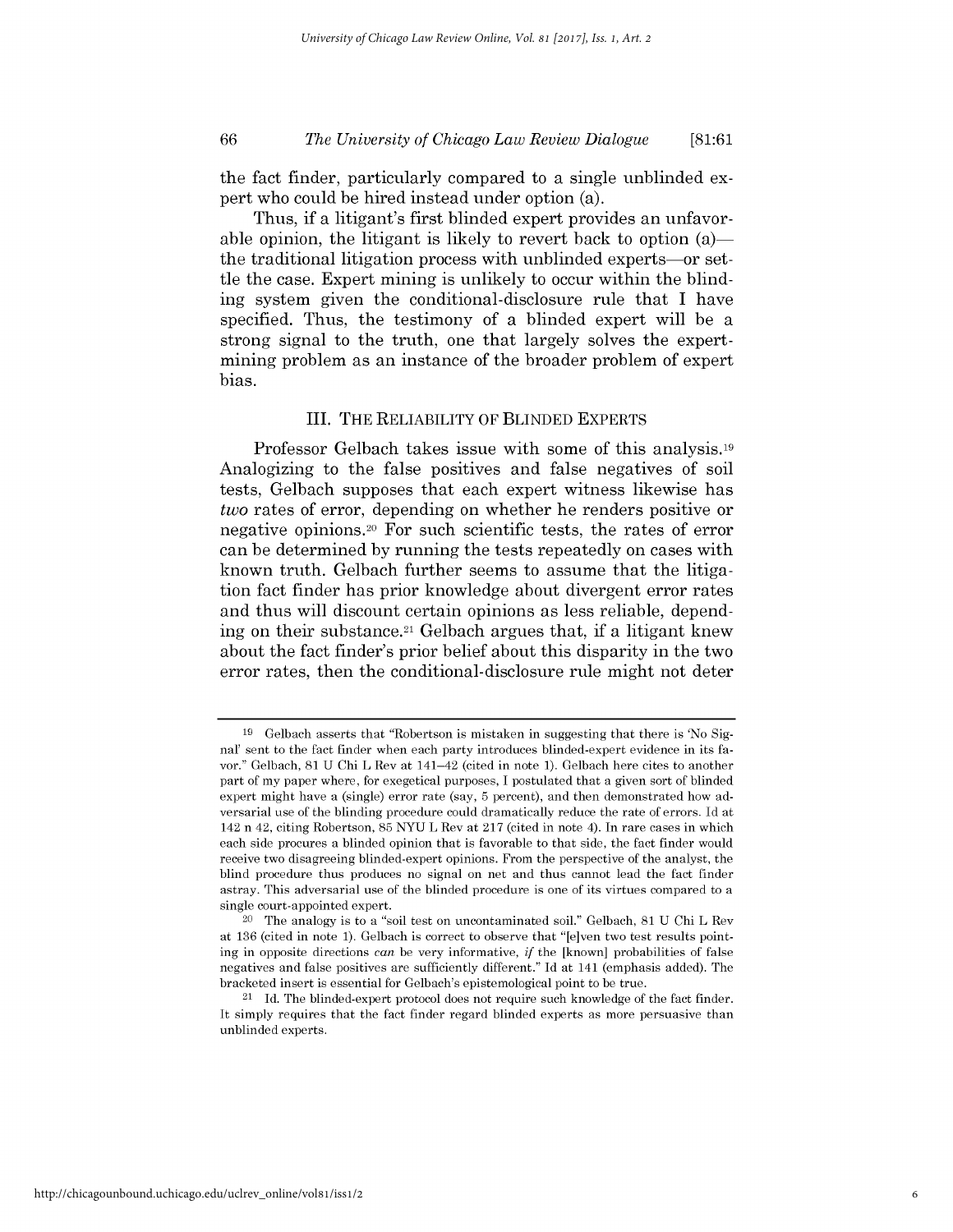the fact finder, particularly compared to a single unblinded expert who could be hired instead under option (a).

Thus, if a litigant's first blinded expert provides an unfavorable opinion, the litigant is likely to revert back to option (a)—the traditional litigation process with unblinded experts—or settle the case. Expert mining is unlikely to occur within the blinding system given the conditional-disclosure rule that I have specified. Thus, the testimony of a blinded expert will be a strong signal to the truth, one that largely solves the expert-mining problem as an instance of the broader problem of expert bias.

## III. THE RELIABILITY OF BLINDED EXPERTS

Professor Gelbach takes issue with some of this analysis.[19] Analogizing to the false positives and false negatives of soil tests, Gelbach supposes that each expert witness likewise has *two* rates of error, depending on whether he renders positive or negative opinions.[20] For such scientific tests, the rates of error can be determined by running the tests repeatedly on cases with known truth. Gelbach further seems to assume that the litigation fact finder has prior knowledge about divergent error rates and thus will discount certain opinions as less reliable, depending on their substance.[21] Gelbach argues that, if a litigant knew about the fact finder's prior belief about this disparity in the two error rates, then the conditional-disclosure rule might not deter

---

[19] Gelbach asserts that "Robertson is mistaken in suggesting that there is 'No Signal' sent to the fact finder when each party introduces blinded-expert evidence in its favor." Gelbach, 81 U Chi L Rev at 141–42 (cited in note 1). Gelbach here cites to another part of my paper where, for exegetical purposes, I postulated that a given sort of blinded expert might have a (single) error rate (say, 5 percent), and then demonstrated how adversarial use of the blinding procedure could dramatically reduce the rate of errors. Id at 142 n 42, citing Robertson, 85 NYU L Rev at 217 (cited in note 4). In rare cases in which each side procures a blinded opinion that is favorable to that side, the fact finder would receive two disagreeing blinded-expert opinions. From the perspective of the analyst, the blind procedure thus produces no signal on net and thus cannot lead the fact finder astray. This adversarial use of the blinded procedure is one of its virtues compared to a single court-appointed expert.

[20] The analogy is to a "soil test on uncontaminated soil." Gelbach, 81 U Chi L Rev at 136 (cited in note 1). Gelbach is correct to observe that "[e]ven two test results pointing in opposite directions *can* be very informative, *if* the [known] probabilities of false negatives and false positives are sufficiently different." Id at 141 (emphasis added). The bracketed insert is essential for Gelbach's epistemological point to be true.

[21] Id. The blinded-expert protocol does not require such knowledge of the fact finder. It simply requires that the fact finder regard blinded experts as more persuasive than unblinded experts.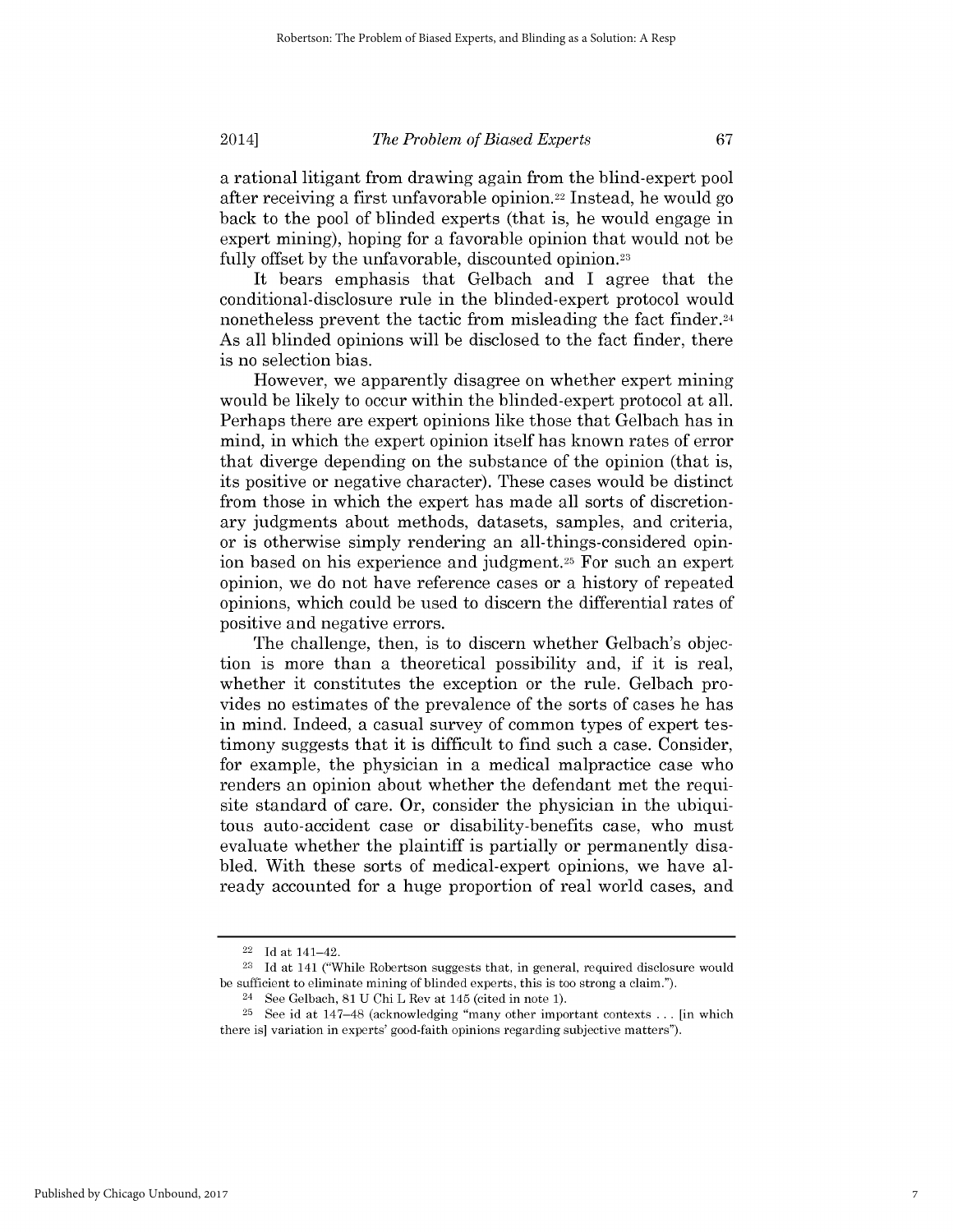a rational litigant from drawing again from the blind-expert pool after receiving a first unfavorable opinion.[22] Instead, he would go back to the pool of blinded experts (that is, he would engage in expert mining), hoping for a favorable opinion that would not be fully offset by the unfavorable, discounted opinion.[23]

It bears emphasis that Gelbach and I agree that the conditional-disclosure rule in the blinded-expert protocol would nonetheless prevent the tactic from misleading the fact finder.[24] As all blinded opinions will be disclosed to the fact finder, there is no selection bias.

However, we apparently disagree on whether expert mining would be likely to occur within the blinded-expert protocol at all. Perhaps there are expert opinions like those that Gelbach has in mind, in which the expert opinion itself has known rates of error that diverge depending on the substance of the opinion (that is, its positive or negative character). These cases would be distinct from those in which the expert has made all sorts of discretionary judgments about methods, datasets, samples, and criteria, or is otherwise simply rendering an all-things-considered opinion based on his experience and judgment.[25] For such an expert opinion, we do not have reference cases or a history of repeated opinions, which could be used to discern the differential rates of positive and negative errors.

The challenge, then, is to discern whether Gelbach's objection is more than a theoretical possibility and, if it is real, whether it constitutes the exception or the rule. Gelbach provides no estimates of the prevalence of the sorts of cases he has in mind. Indeed, a casual survey of common types of expert testimony suggests that it is difficult to find such a case. Consider, for example, the physician in a medical malpractice case who renders an opinion about whether the defendant met the requisite standard of care. Or, consider the physician in the ubiquitous auto-accident case or disability-benefits case, who must evaluate whether the plaintiff is partially or permanently disabled. With these sorts of medical-expert opinions, we have already accounted for a huge proportion of real world cases, and

---

[22] Id at 141–42.

[23] Id at 141 ("While Robertson suggests that, in general, required disclosure would be sufficient to eliminate mining of blinded experts, this is too strong a claim.").

[24] See Gelbach, 81 U Chi L Rev at 145 (cited in note 1).

[25] See id at 147–48 (acknowledging "many other important contexts . . . [in which there is] variation in experts' good-faith opinions regarding subjective matters").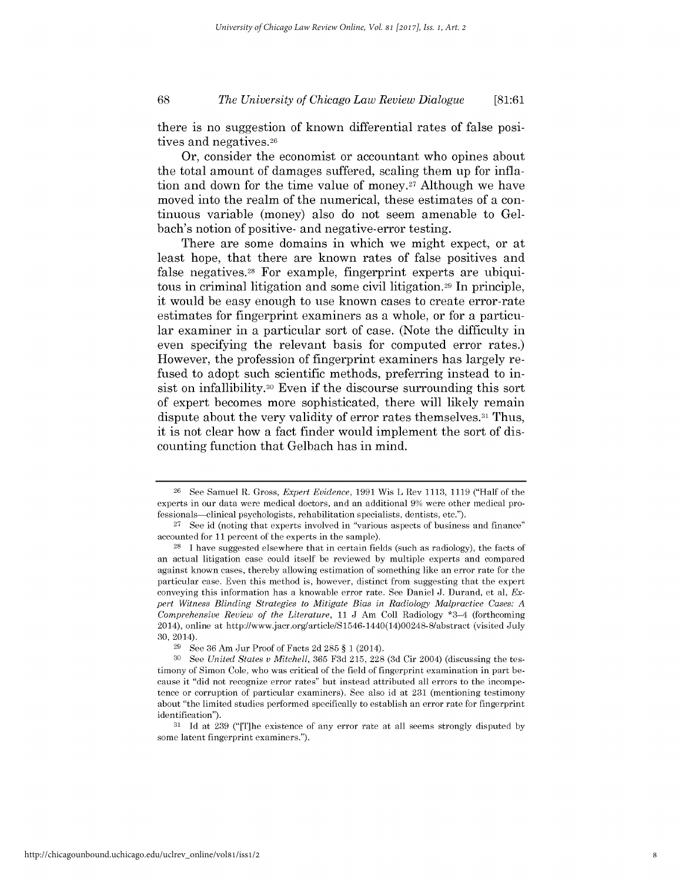there is no suggestion of known differential rates of false positives and negatives.[26]

Or, consider the economist or accountant who opines about the total amount of damages suffered, scaling them up for inflation and down for the time value of money.[27] Although we have moved into the realm of the numerical, these estimates of a continuous variable (money) also do not seem amenable to Gelbach's notion of positive- and negative-error testing.

There are some domains in which we might expect, or at least hope, that there are known rates of false positives and false negatives.[28] For example, fingerprint experts are ubiquitous in criminal litigation and some civil litigation.[29] In principle, it would be easy enough to use known cases to create error-rate estimates for fingerprint examiners as a whole, or for a particular examiner in a particular sort of case. (Note the difficulty in even specifying the relevant basis for computed error rates.) However, the profession of fingerprint examiners has largely refused to adopt such scientific methods, preferring instead to insist on infallibility.[30] Even if the discourse surrounding this sort of expert becomes more sophisticated, there will likely remain dispute about the very validity of error rates themselves.[31] Thus, it is not clear how a fact finder would implement the sort of discounting function that Gelbach has in mind.

---

[26] See Samuel R. Gross, *Expert Evidence*, 1991 Wis L Rev 1113, 1119 ("Half of the experts in our data were medical doctors, and an additional 9% were other medical professionals—clinical psychologists, rehabilitation specialists, dentists, etc.").

[27] See id (noting that experts involved in "various aspects of business and finance" accounted for 11 percent of the experts in the sample).

[28] I have suggested elsewhere that in certain fields (such as radiology), the facts of an actual litigation case could itself be reviewed by multiple experts and compared against known cases, thereby allowing estimation of something like an error rate for the particular case. Even this method is, however, distinct from suggesting that the expert conveying this information has a knowable error rate. See Daniel J. Durand, et al, *Expert Witness Blinding Strategies to Mitigate Bias in Radiology Malpractice Cases: A Comprehensive Review of the Literature*, 11 J Am Coll Radiology *3–4 (forthcoming 2014), online at http://www.jacr.org/article/S1546-1440(14)00248-8/abstract (visited July 30, 2014).

[29] See 36 Am Jur Proof of Facts 2d 285 § 1 (2014).

[30] See *United States v Mitchell*, 365 F3d 215, 228 (3d Cir 2004) (discussing the testimony of Simon Cole, who was critical of the field of fingerprint examination in part because it "did not recognize error rates" but instead attributed all errors to the incompetence or corruption of particular examiners). See also id at 231 (mentioning testimony about "the limited studies performed specifically to establish an error rate for fingerprint identification").

[31] Id at 239 ("[T]he existence of any error rate at all seems strongly disputed by some latent fingerprint examiners.").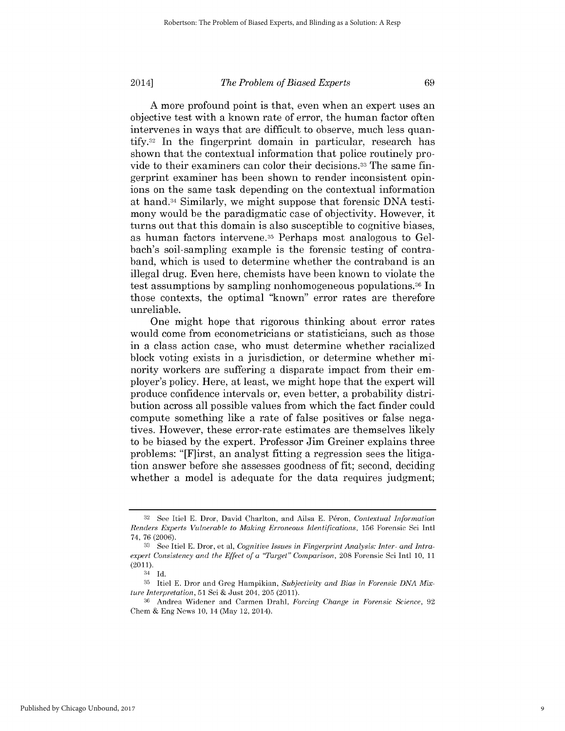A more profound point is that, even when an expert uses an objective test with a known rate of error, the human factor often intervenes in ways that are difficult to observe, much less quantify.[32] In the fingerprint domain in particular, research has shown that the contextual information that police routinely provide to their examiners can color their decisions.[33] The same fingerprint examiner has been shown to render inconsistent opinions on the same task depending on the contextual information at hand.[34] Similarly, we might suppose that forensic DNA testimony would be the paradigmatic case of objectivity. However, it turns out that this domain is also susceptible to cognitive biases, as human factors intervene.[35] Perhaps most analogous to Gelbach's soil-sampling example is the forensic testing of contraband, which is used to determine whether the contraband is an illegal drug. Even here, chemists have been known to violate the test assumptions by sampling nonhomogeneous populations.[36] In those contexts, the optimal "known" error rates are therefore unreliable.

One might hope that rigorous thinking about error rates would come from econometricians or statisticians, such as those in a class action case, who must determine whether racialized block voting exists in a jurisdiction, or determine whether minority workers are suffering a disparate impact from their employer's policy. Here, at least, we might hope that the expert will produce confidence intervals or, even better, a probability distribution across all possible values from which the fact finder could compute something like a rate of false positives or false negatives. However, these error-rate estimates are themselves likely to be biased by the expert. Professor Jim Greiner explains three problems: "[F]irst, an analyst fitting a regression sees the litigation answer before she assesses goodness of fit; second, deciding whether a model is adequate for the data requires judgment;

---

[32] See Itiel E. Dror, David Charlton, and Ailsa E. Péron, *Contextual Information Renders Experts Vulnerable to Making Erroneous Identifications*, 156 Forensic Sci Intl 74, 76 (2006).

[33] See Itiel E. Dror, et al, *Cognitive Issues in Fingerprint Analysis: Inter- and Intra-expert Consistency and the Effect of a "Target" Comparison*, 208 Forensic Sci Intl 10, 11 (2011).

[34] Id.

[35] Itiel E. Dror and Greg Hampikian, *Subjectivity and Bias in Forensic DNA Mixture Interpretation*, 51 Sci & Just 204, 205 (2011).

[36] Andrea Widener and Carmen Drahl, *Forcing Change in Forensic Science*, 92 Chem & Eng News 10, 14 (May 12, 2014).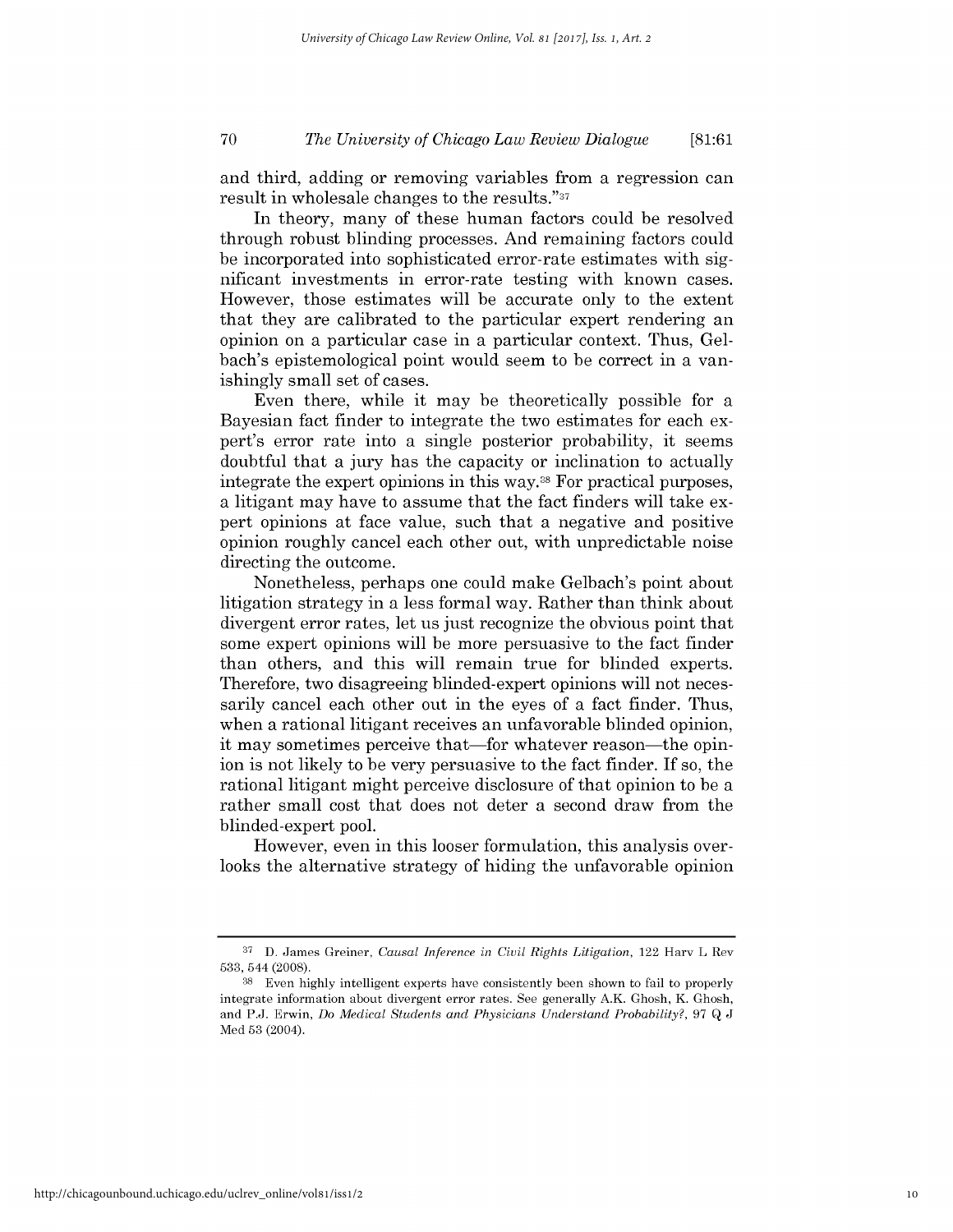and third, adding or removing variables from a regression can result in wholesale changes to the results."[37]

In theory, many of these human factors could be resolved through robust blinding processes. And remaining factors could be incorporated into sophisticated error-rate estimates with significant investments in error-rate testing with known cases. However, those estimates will be accurate only to the extent that they are calibrated to the particular expert rendering an opinion on a particular case in a particular context. Thus, Gelbach's epistemological point would seem to be correct in a vanishingly small set of cases.

Even there, while it may be theoretically possible for a Bayesian fact finder to integrate the two estimates for each expert's error rate into a single posterior probability, it seems doubtful that a jury has the capacity or inclination to actually integrate the expert opinions in this way.[38] For practical purposes, a litigant may have to assume that the fact finders will take expert opinions at face value, such that a negative and positive opinion roughly cancel each other out, with unpredictable noise directing the outcome.

Nonetheless, perhaps one could make Gelbach's point about litigation strategy in a less formal way. Rather than think about divergent error rates, let us just recognize the obvious point that some expert opinions will be more persuasive to the fact finder than others, and this will remain true for blinded experts. Therefore, two disagreeing blinded-expert opinions will not necessarily cancel each other out in the eyes of a fact finder. Thus, when a rational litigant receives an unfavorable blinded opinion, it may sometimes perceive that—for whatever reason—the opinion is not likely to be very persuasive to the fact finder. If so, the rational litigant might perceive disclosure of that opinion to be a rather small cost that does not deter a second draw from the blinded-expert pool.

However, even in this looser formulation, this analysis overlooks the alternative strategy of hiding the unfavorable opinion

---

[37] D. James Greiner, *Causal Inference in Civil Rights Litigation*, 122 Harv L Rev 533, 544 (2008).

[38] Even highly intelligent experts have consistently been shown to fail to properly integrate information about divergent error rates. See generally A.K. Ghosh, K. Ghosh, and P.J. Erwin, *Do Medical Students and Physicians Understand Probability?*, 97 Q J Med 53 (2004).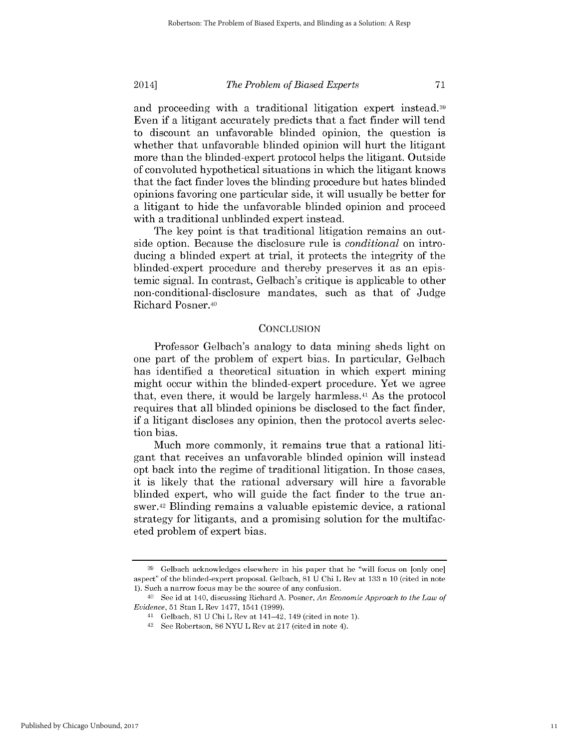and proceeding with a traditional litigation expert instead.[39] Even if a litigant accurately predicts that a fact finder will tend to discount an unfavorable blinded opinion, the question is whether that unfavorable blinded opinion will hurt the litigant more than the blinded-expert protocol helps the litigant. Outside of convoluted hypothetical situations in which the litigant knows that the fact finder loves the blinding procedure but hates blinded opinions favoring one particular side, it will usually be better for a litigant to hide the unfavorable blinded opinion and proceed with a traditional unblinded expert instead.

The key point is that traditional litigation remains an outside option. Because the disclosure rule is *conditional* on introducing a blinded expert at trial, it protects the integrity of the blinded-expert procedure and thereby preserves it as an epistemic signal. In contrast, Gelbach's critique is applicable to other non-conditional-disclosure mandates, such as that of Judge Richard Posner.[40]

## CONCLUSION

Professor Gelbach's analogy to data mining sheds light on one part of the problem of expert bias. In particular, Gelbach has identified a theoretical situation in which expert mining might occur within the blinded-expert procedure. Yet we agree that, even there, it would be largely harmless.[41] As the protocol requires that all blinded opinions be disclosed to the fact finder, if a litigant discloses any opinion, then the protocol averts selection bias.

Much more commonly, it remains true that a rational litigant that receives an unfavorable blinded opinion will instead opt back into the regime of traditional litigation. In those cases, it is likely that the rational adversary will hire a favorable blinded expert, who will guide the fact finder to the true answer.[42] Blinding remains a valuable epistemic device, a rational strategy for litigants, and a promising solution for the multifaceted problem of expert bias.

---

[39] Gelbach acknowledges elsewhere in his paper that he "will focus on [only one] aspect" of the blinded-expert proposal. Gelbach, 81 U Chi L Rev at 133 n 10 (cited in note 1). Such a narrow focus may be the source of any confusion.

[40] See id at 140, discussing Richard A. Posner, *An Economic Approach to the Law of Evidence*, 51 Stan L Rev 1477, 1541 (1999).

[41] Gelbach, 81 U Chi L Rev at 141–42, 149 (cited in note 1).

[42] See Robertson, 86 NYU L Rev at 217 (cited in note 4).